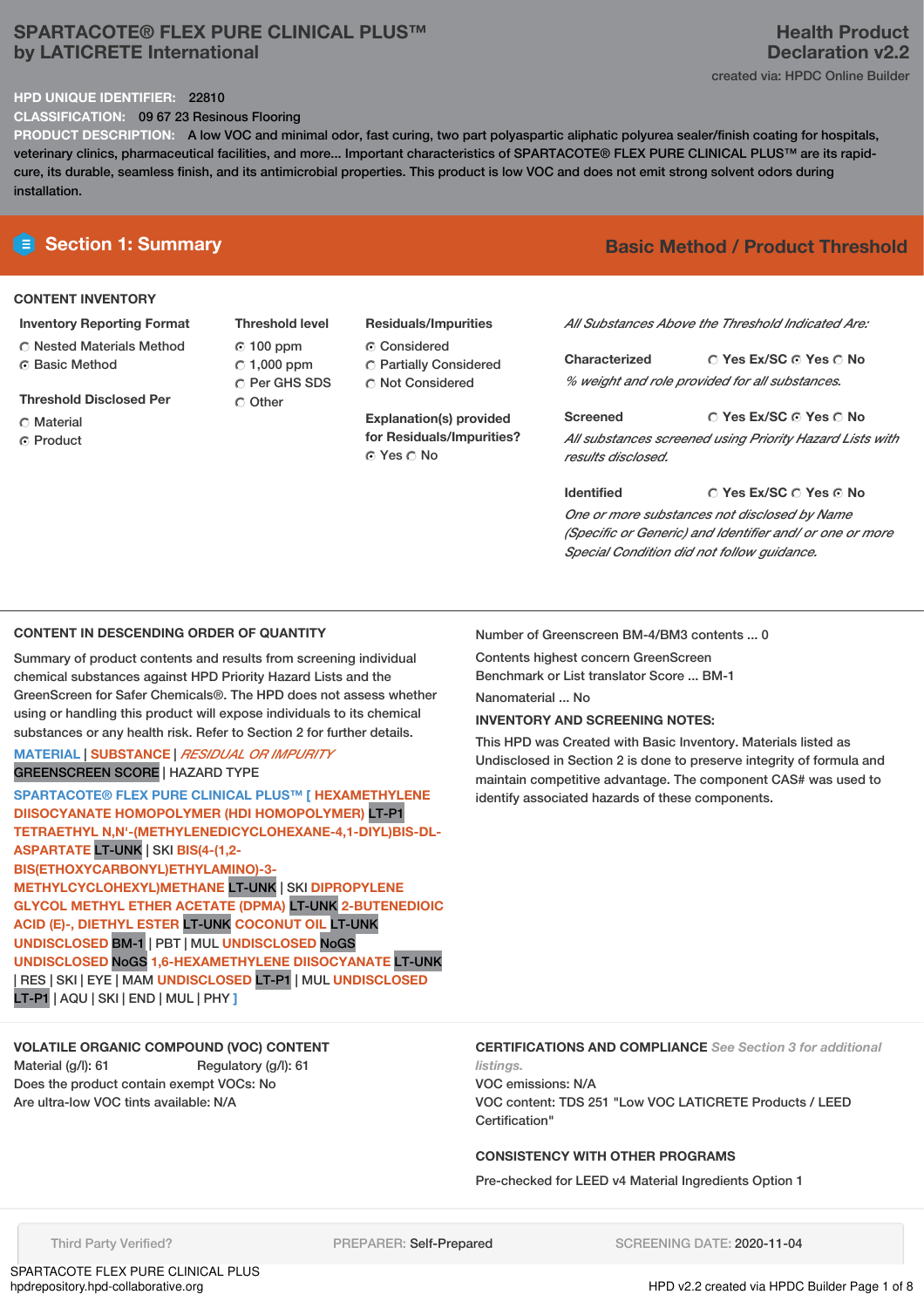# SPARTACOTE® FLEX PURE CLINICAL PLUS™
## by LATICRETE International

**Health Product Declaration v2.2**

created via: HPDC Online Builder

**HPD UNIQUE IDENTIFIER:** 22810

**CLASSIFICATION:** 09 67 23 Resinous Flooring

**PRODUCT DESCRIPTION:** A low VOC and minimal odor, fast curing, two part polyaspartic aliphatic polyurea sealer/finish coating for hospitals, veterinary clinics, pharmaceutical facilities, and more... Important characteristics of SPARTACOTE® FLEX PURE CLINICAL PLUS™ are its rapid-cure, its durable, seamless finish, and its antimicrobial properties. This product is low VOC and does not emit strong solvent odors during installation.

## Section 1: Summary

**Basic Method / Product Threshold**

### CONTENT INVENTORY

**Inventory Reporting Format**
- ○ Nested Materials Method
- ◉ Basic Method

**Threshold Disclosed Per**
- ○ Material
- ◉ Product

**Threshold level**
- ◉ 100 ppm
- ○ 1,000 ppm
- ○ Per GHS SDS
- ○ Other

**Residuals/Impurities**
- ◉ Considered
- ○ Partially Considered
- ○ Not Considered

**Explanation(s) provided for Residuals/Impurities?**
◉ Yes ○ No

*All Substances Above the Threshold Indicated Are:*

**Characterized** ○ Yes Ex/SC ◉ Yes ○ No
*% weight and role provided for all substances.*

**Screened** ○ Yes Ex/SC ◉ Yes ○ No
*All substances screened using Priority Hazard Lists with results disclosed.*

**Identified** ○ Yes Ex/SC ○ Yes ◉ No
*One or more substances not disclosed by Name (Specific or Generic) and Identifier and/ or one or more Special Condition did not follow guidance.*

### CONTENT IN DESCENDING ORDER OF QUANTITY

Summary of product contents and results from screening individual chemical substances against HPD Priority Hazard Lists and the GreenScreen for Safer Chemicals®. The HPD does not assess whether using or handling this product will expose individuals to its chemical substances or any health risk. Refer to Section 2 for further details.

MATERIAL | SUBSTANCE | *RESIDUAL OR IMPURITY*
GREENSCREEN SCORE | HAZARD TYPE

**SPARTACOTE® FLEX PURE CLINICAL PLUS™ [ HEXAMETHYLENE DIISOCYANATE HOMOPOLYMER (HDI HOMOPOLYMER)** LT-P1 **TETRAETHYL N,N'-(METHYLENEDICYCLOHEXANE-4,1-DIYL)BIS-DL-ASPARTATE** LT-UNK | SKI **BIS(4-(1,2-BIS(ETHOXYCARBONYL)ETHYLAMINO)-3-METHYLCYCLOHEXYL)METHANE** LT-UNK | SKI **DIPROPYLENE GLYCOL METHYL ETHER ACETATE (DPMA)** LT-UNK **2-BUTENEDIOIC ACID (E)-, DIETHYL ESTER** LT-UNK **COCONUT OIL** LT-UNK **UNDISCLOSED** BM-1 | PBT | MUL **UNDISCLOSED** NoGS **UNDISCLOSED** NoGS **1,6-HEXAMETHYLENE DIISOCYANATE** LT-UNK | RES | SKI | EYE | MAM **UNDISCLOSED** LT-P1 | MUL **UNDISCLOSED** LT-P1 | AQU | SKI | END | MUL | PHY **]**

Number of Greenscreen BM-4/BM3 contents ... 0

Contents highest concern GreenScreen Benchmark or List translator Score ... BM-1

Nanomaterial ... No

**INVENTORY AND SCREENING NOTES:**

This HPD was Created with Basic Inventory. Materials listed as Undisclosed in Section 2 is done to preserve integrity of formula and maintain competitive advantage. The component CAS# was used to identify associated hazards of these components.

### VOLATILE ORGANIC COMPOUND (VOC) CONTENT

Material (g/l): 61 Regulatory (g/l): 61

Does the product contain exempt VOCs: No

Are ultra-low VOC tints available: N/A

### CERTIFICATIONS AND COMPLIANCE *See Section 3 for additional listings.*

VOC emissions: N/A

VOC content: TDS 251 "Low VOC LATICRETE Products / LEED Certification"

### CONSISTENCY WITH OTHER PROGRAMS

Pre-checked for LEED v4 Material Ingredients Option 1

Third Party Verified? PREPARER: Self-Prepared SCREENING DATE: 2020-11-04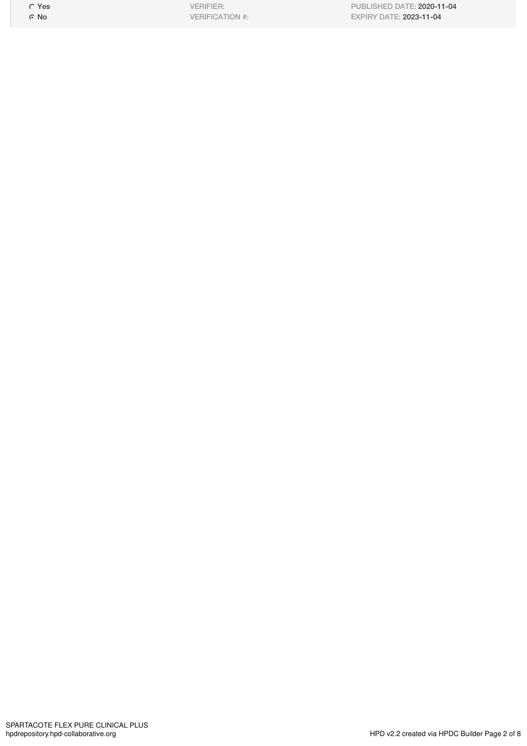| | | |
|---|---|---|
| ○ Yes | VERIFIER: | PUBLISHED DATE: 2020-11-04 |
| ◉ No | VERIFICATION #: | EXPIRY DATE: 2023-11-04 |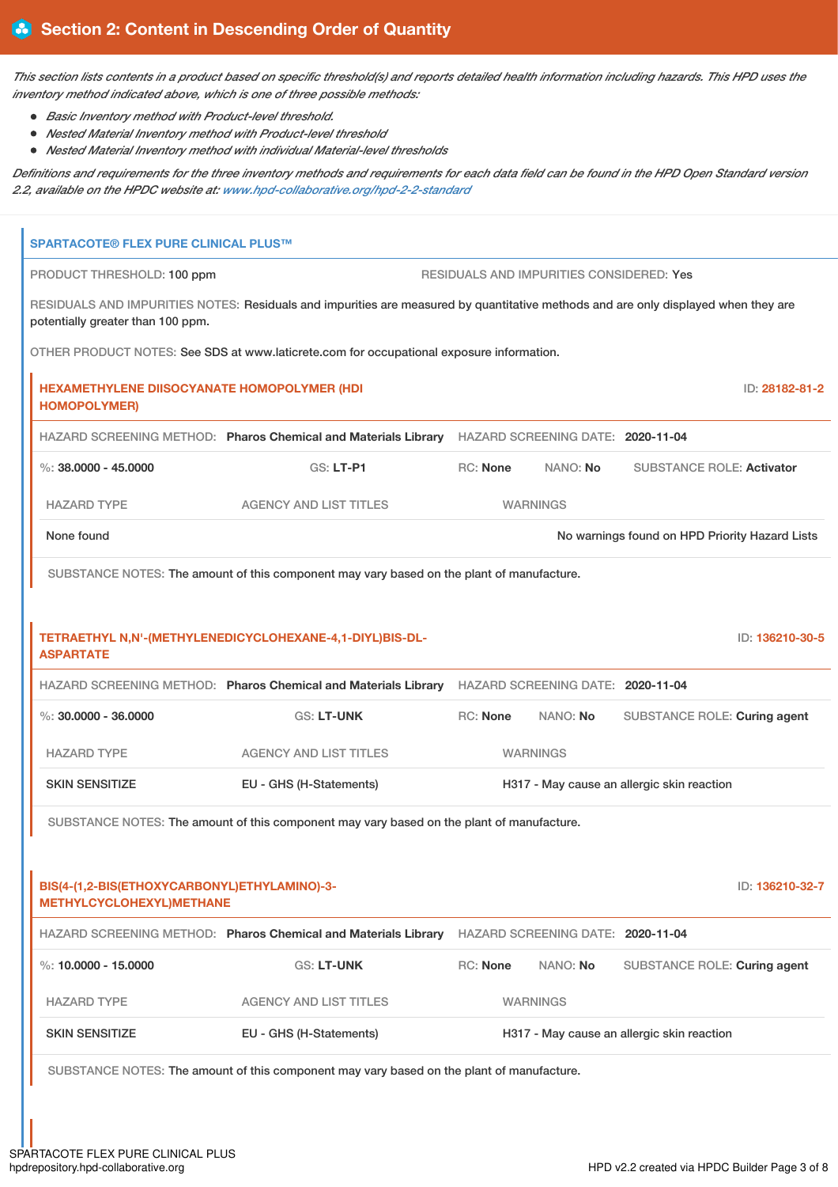## Section 2: Content in Descending Order of Quantity

*This section lists contents in a product based on specific threshold(s) and reports detailed health information including hazards. This HPD uses the inventory method indicated above, which is one of three possible methods:*

- *Basic Inventory method with Product-level threshold.*
- *Nested Material Inventory method with Product-level threshold*
- *Nested Material Inventory method with individual Material-level thresholds*

*Definitions and requirements for the three inventory methods and requirements for each data field can be found in the HPD Open Standard version 2.2, available on the HPDC website at: www.hpd-collaborative.org/hpd-2-2-standard*

### SPARTACOTE® FLEX PURE CLINICAL PLUS™

PRODUCT THRESHOLD: **100 ppm**

RESIDUALS AND IMPURITIES CONSIDERED: **Yes**

RESIDUALS AND IMPURITIES NOTES: Residuals and impurities are measured by quantitative methods and are only displayed when they are potentially greater than 100 ppm.

OTHER PRODUCT NOTES: See SDS at www.laticrete.com for occupational exposure information.

#### HEXAMETHYLENE DIISOCYANATE HOMOPOLYMER (HDI HOMOPOLYMER)

ID: 28182-81-2

HAZARD SCREENING METHOD: **Pharos Chemical and Materials Library** HAZARD SCREENING DATE: **2020-11-04**

%: **38.0000 - 45.0000** GS: **LT-P1** RC: **None** NANO: **No** SUBSTANCE ROLE: **Activator**

| HAZARD TYPE | AGENCY AND LIST TITLES | WARNINGS |
|---|---|---|
| None found | | No warnings found on HPD Priority Hazard Lists |

SUBSTANCE NOTES: The amount of this component may vary based on the plant of manufacture.

#### TETRAETHYL N,N'-(METHYLENEDICYCLOHEXANE-4,1-DIYL)BIS-DL-ASPARTATE

ID: 136210-30-5

HAZARD SCREENING METHOD: **Pharos Chemical and Materials Library** HAZARD SCREENING DATE: **2020-11-04**

%: **30.0000 - 36.0000** GS: **LT-UNK** RC: **None** NANO: **No** SUBSTANCE ROLE: **Curing agent**

| HAZARD TYPE | AGENCY AND LIST TITLES | WARNINGS |
|---|---|---|
| SKIN SENSITIZE | EU - GHS (H-Statements) | H317 - May cause an allergic skin reaction |

SUBSTANCE NOTES: The amount of this component may vary based on the plant of manufacture.

#### BIS(4-(1,2-BIS(ETHOXYCARBONYL)ETHYLAMINO)-3-METHYLCYCLOHEXYL)METHANE

ID: 136210-32-7

HAZARD SCREENING METHOD: **Pharos Chemical and Materials Library** HAZARD SCREENING DATE: **2020-11-04**

%: **10.0000 - 15.0000** GS: **LT-UNK** RC: **None** NANO: **No** SUBSTANCE ROLE: **Curing agent**

| HAZARD TYPE | AGENCY AND LIST TITLES | WARNINGS |
|---|---|---|
| SKIN SENSITIZE | EU - GHS (H-Statements) | H317 - May cause an allergic skin reaction |

SUBSTANCE NOTES: The amount of this component may vary based on the plant of manufacture.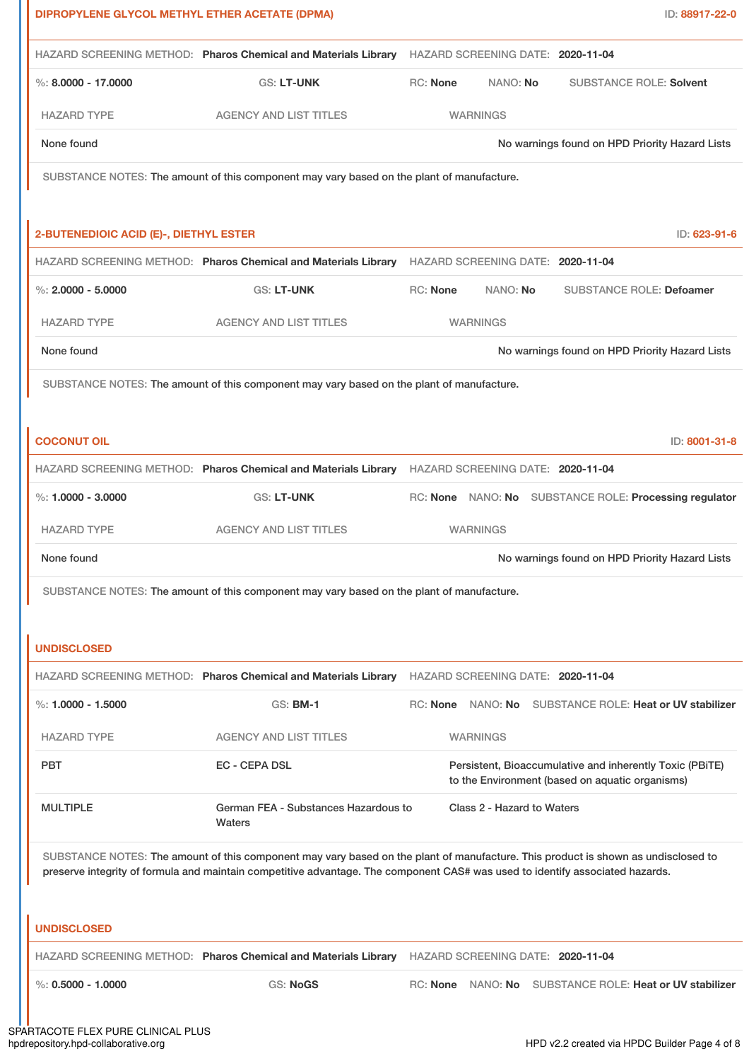## DIPROPYLENE GLYCOL METHYL ETHER ACETATE (DPMA)

ID: 88917-22-0

HAZARD SCREENING METHOD: **Pharos Chemical and Materials Library** HAZARD SCREENING DATE: **2020-11-04**

%: **8.0000 - 17.0000** GS: **LT-UNK** RC: **None** NANO: **No** SUBSTANCE ROLE: **Solvent**

| HAZARD TYPE | AGENCY AND LIST TITLES | WARNINGS |
|---|---|---|
| None found | | No warnings found on HPD Priority Hazard Lists |

SUBSTANCE NOTES: The amount of this component may vary based on the plant of manufacture.

## 2-BUTENEDIOIC ACID (E)-, DIETHYL ESTER

ID: 623-91-6

HAZARD SCREENING METHOD: **Pharos Chemical and Materials Library** HAZARD SCREENING DATE: **2020-11-04**

%: **2.0000 - 5.0000** GS: **LT-UNK** RC: **None** NANO: **No** SUBSTANCE ROLE: **Defoamer**

| HAZARD TYPE | AGENCY AND LIST TITLES | WARNINGS |
|---|---|---|
| None found | | No warnings found on HPD Priority Hazard Lists |

SUBSTANCE NOTES: The amount of this component may vary based on the plant of manufacture.

## COCONUT OIL

ID: 8001-31-8

HAZARD SCREENING METHOD: **Pharos Chemical and Materials Library** HAZARD SCREENING DATE: **2020-11-04**

%: **1.0000 - 3.0000** GS: **LT-UNK** RC: **None** NANO: **No** SUBSTANCE ROLE: **Processing regulator**

| HAZARD TYPE | AGENCY AND LIST TITLES | WARNINGS |
|---|---|---|
| None found | | No warnings found on HPD Priority Hazard Lists |

SUBSTANCE NOTES: The amount of this component may vary based on the plant of manufacture.

## UNDISCLOSED

HAZARD SCREENING METHOD: **Pharos Chemical and Materials Library** HAZARD SCREENING DATE: **2020-11-04**

%: **1.0000 - 1.5000** GS: **BM-1** RC: **None** NANO: **No** SUBSTANCE ROLE: **Heat or UV stabilizer**

| HAZARD TYPE | AGENCY AND LIST TITLES | WARNINGS |
|---|---|---|
| PBT | EC - CEPA DSL | Persistent, Bioaccumulative and inherently Toxic (PBiTE) to the Environment (based on aquatic organisms) |
| MULTIPLE | German FEA - Substances Hazardous to Waters | Class 2 - Hazard to Waters |

SUBSTANCE NOTES: The amount of this component may vary based on the plant of manufacture. This product is shown as undisclosed to preserve integrity of formula and maintain competitive advantage. The component CAS# was used to identify associated hazards.

## UNDISCLOSED

HAZARD SCREENING METHOD: **Pharos Chemical and Materials Library** HAZARD SCREENING DATE: **2020-11-04**

%: **0.5000 - 1.0000** GS: **NoGS** RC: **None** NANO: **No** SUBSTANCE ROLE: **Heat or UV stabilizer**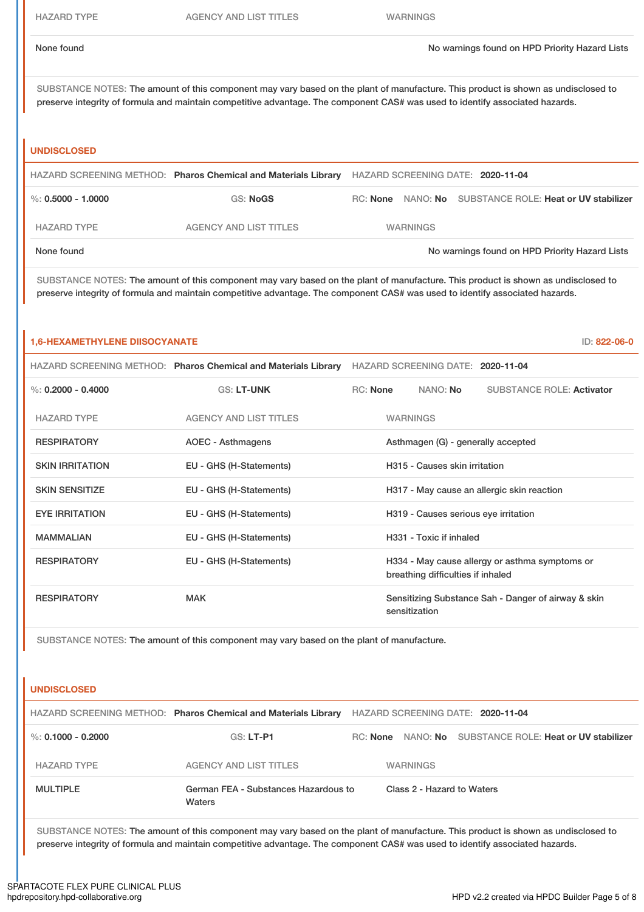| HAZARD TYPE | AGENCY AND LIST TITLES | WARNINGS |
|---|---|---|
| None found | | No warnings found on HPD Priority Hazard Lists |

SUBSTANCE NOTES: The amount of this component may vary based on the plant of manufacture. This product is shown as undisclosed to preserve integrity of formula and maintain competitive advantage. The component CAS# was used to identify associated hazards.

## UNDISCLOSED

HAZARD SCREENING METHOD: **Pharos Chemical and Materials Library** HAZARD SCREENING DATE: **2020-11-04**

%: **0.5000 - 1.0000** GS: **NoGS** RC: **None** NANO: **No** SUBSTANCE ROLE: **Heat or UV stabilizer**

| HAZARD TYPE | AGENCY AND LIST TITLES | WARNINGS |
|---|---|---|
| None found | | No warnings found on HPD Priority Hazard Lists |

SUBSTANCE NOTES: The amount of this component may vary based on the plant of manufacture. This product is shown as undisclosed to preserve integrity of formula and maintain competitive advantage. The component CAS# was used to identify associated hazards.

## 1,6-HEXAMETHYLENE DIISOCYANATE

ID: 822-06-0

HAZARD SCREENING METHOD: **Pharos Chemical and Materials Library** HAZARD SCREENING DATE: **2020-11-04**

%: **0.2000 - 0.4000** GS: **LT-UNK** RC: **None** NANO: **No** SUBSTANCE ROLE: **Activator**

| HAZARD TYPE | AGENCY AND LIST TITLES | WARNINGS |
|---|---|---|
| RESPIRATORY | AOEC - Asthmagens | Asthmagen (G) - generally accepted |
| SKIN IRRITATION | EU - GHS (H-Statements) | H315 - Causes skin irritation |
| SKIN SENSITIZE | EU - GHS (H-Statements) | H317 - May cause an allergic skin reaction |
| EYE IRRITATION | EU - GHS (H-Statements) | H319 - Causes serious eye irritation |
| MAMMALIAN | EU - GHS (H-Statements) | H331 - Toxic if inhaled |
| RESPIRATORY | EU - GHS (H-Statements) | H334 - May cause allergy or asthma symptoms or breathing difficulties if inhaled |
| RESPIRATORY | MAK | Sensitizing Substance Sah - Danger of airway & skin sensitization |

SUBSTANCE NOTES: The amount of this component may vary based on the plant of manufacture.

## UNDISCLOSED

HAZARD SCREENING METHOD: **Pharos Chemical and Materials Library** HAZARD SCREENING DATE: **2020-11-04**

%: **0.1000 - 0.2000** GS: **LT-P1** RC: **None** NANO: **No** SUBSTANCE ROLE: **Heat or UV stabilizer**

| HAZARD TYPE | AGENCY AND LIST TITLES | WARNINGS |
|---|---|---|
| MULTIPLE | German FEA - Substances Hazardous to Waters | Class 2 - Hazard to Waters |

SUBSTANCE NOTES: The amount of this component may vary based on the plant of manufacture. This product is shown as undisclosed to preserve integrity of formula and maintain competitive advantage. The component CAS# was used to identify associated hazards.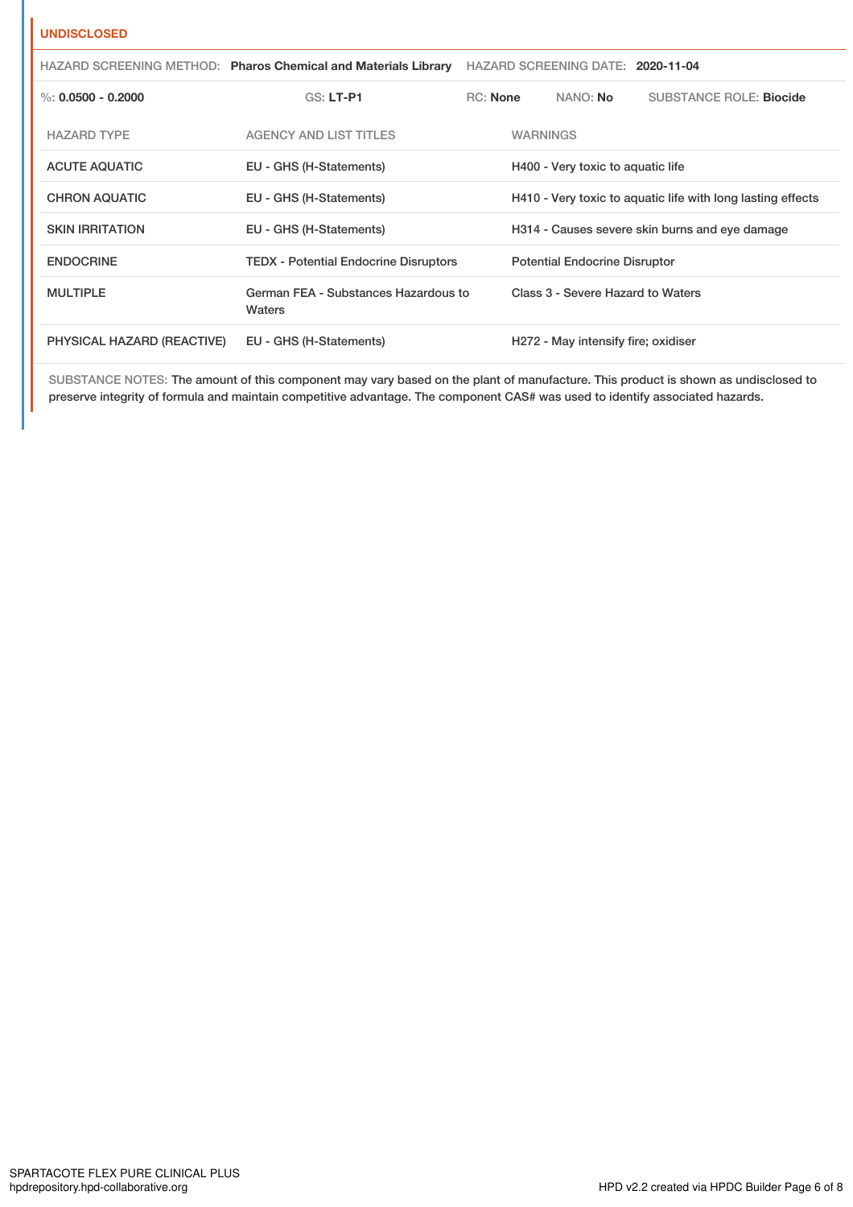**UNDISCLOSED**

HAZARD SCREENING METHOD: **Pharos Chemical and Materials Library** HAZARD SCREENING DATE: **2020-11-04**

%: **0.0500 - 0.2000** GS: **LT-P1** RC: **None** NANO: **No** SUBSTANCE ROLE: **Biocide**

| HAZARD TYPE | AGENCY AND LIST TITLES | WARNINGS |
|---|---|---|
| ACUTE AQUATIC | EU - GHS (H-Statements) | H400 - Very toxic to aquatic life |
| CHRON AQUATIC | EU - GHS (H-Statements) | H410 - Very toxic to aquatic life with long lasting effects |
| SKIN IRRITATION | EU - GHS (H-Statements) | H314 - Causes severe skin burns and eye damage |
| ENDOCRINE | TEDX - Potential Endocrine Disruptors | Potential Endocrine Disruptor |
| MULTIPLE | German FEA - Substances Hazardous to Waters | Class 3 - Severe Hazard to Waters |
| PHYSICAL HAZARD (REACTIVE) | EU - GHS (H-Statements) | H272 - May intensify fire; oxidiser |

SUBSTANCE NOTES: The amount of this component may vary based on the plant of manufacture. This product is shown as undisclosed to preserve integrity of formula and maintain competitive advantage. The component CAS# was used to identify associated hazards.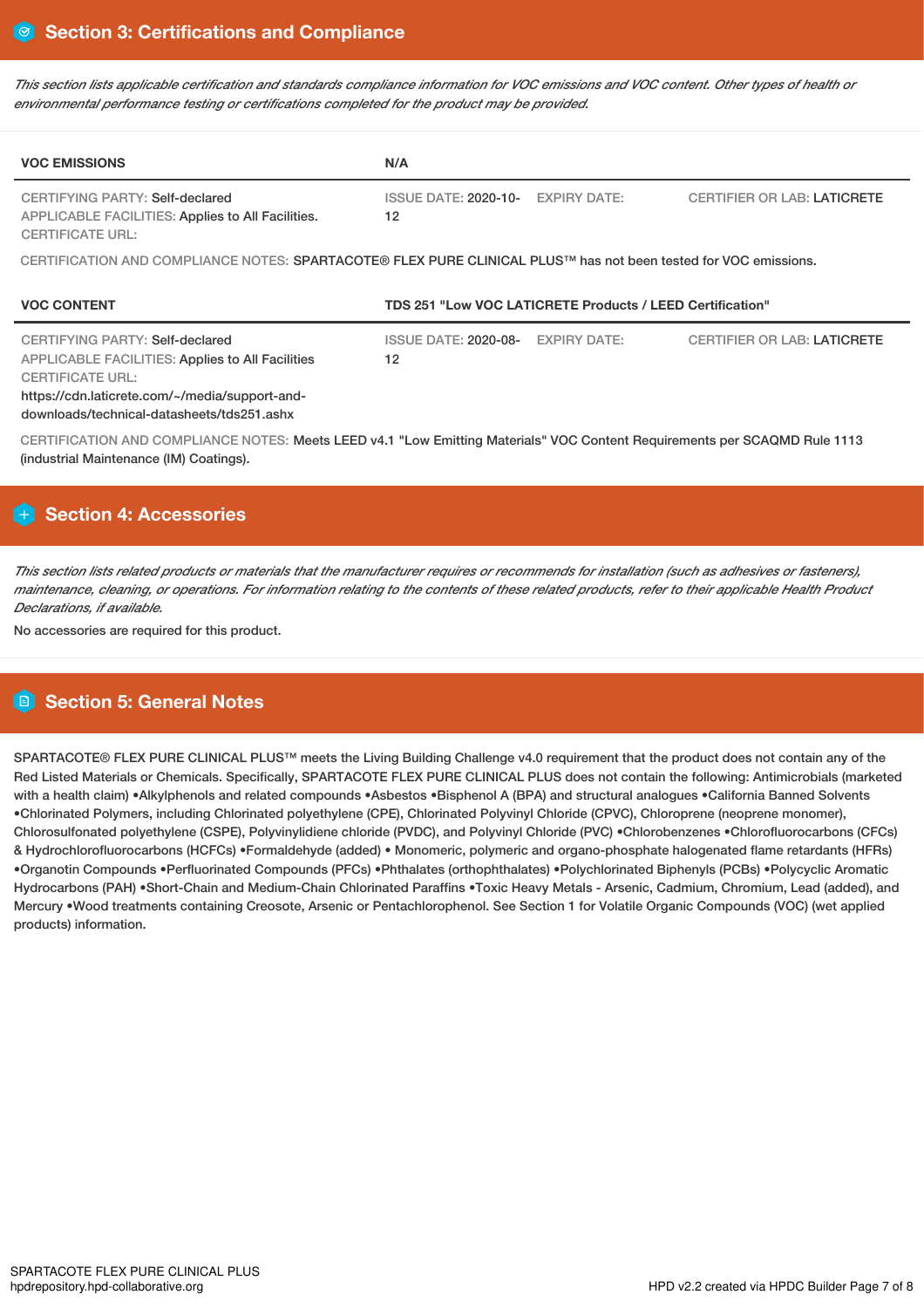## Section 3: Certifications and Compliance

*This section lists applicable certification and standards compliance information for VOC emissions and VOC content. Other types of health or environmental performance testing or certifications completed for the product may be provided.*

| VOC EMISSIONS | N/A | | |
|---|---|---|---|
| CERTIFYING PARTY: Self-declared<br>APPLICABLE FACILITIES: Applies to All Facilities.<br>CERTIFICATE URL: | ISSUE DATE: 2020-10-12 | EXPIRY DATE: | CERTIFIER OR LAB: LATICRETE |

CERTIFICATION AND COMPLIANCE NOTES: SPARTACOTE® FLEX PURE CLINICAL PLUS™ has not been tested for VOC emissions.

| VOC CONTENT | TDS 251 "Low VOC LATICRETE Products / LEED Certification" | | |
|---|---|---|---|
| CERTIFYING PARTY: Self-declared<br>APPLICABLE FACILITIES: Applies to All Facilities<br>CERTIFICATE URL:<br>https://cdn.laticrete.com/~/media/support-and-downloads/technical-datasheets/tds251.ashx | ISSUE DATE: 2020-08-12 | EXPIRY DATE: | CERTIFIER OR LAB: LATICRETE |

CERTIFICATION AND COMPLIANCE NOTES: Meets LEED v4.1 "Low Emitting Materials" VOC Content Requirements per SCAQMD Rule 1113 (industrial Maintenance (IM) Coatings).

## Section 4: Accessories

*This section lists related products or materials that the manufacturer requires or recommends for installation (such as adhesives or fasteners), maintenance, cleaning, or operations. For information relating to the contents of these related products, refer to their applicable Health Product Declarations, if available.*

No accessories are required for this product.

## Section 5: General Notes

SPARTACOTE® FLEX PURE CLINICAL PLUS™ meets the Living Building Challenge v4.0 requirement that the product does not contain any of the Red Listed Materials or Chemicals. Specifically, SPARTACOTE FLEX PURE CLINICAL PLUS does not contain the following: Antimicrobials (marketed with a health claim) •Alkylphenols and related compounds •Asbestos •Bisphenol A (BPA) and structural analogues •California Banned Solvents •Chlorinated Polymers, including Chlorinated polyethylene (CPE), Chlorinated Polyvinyl Chloride (CPVC), Chloroprene (neoprene monomer), Chlorosulfonated polyethylene (CSPE), Polyvinylidiene chloride (PVDC), and Polyvinyl Chloride (PVC) •Chlorobenzenes •Chlorofluorocarbons (CFCs) & Hydrochlorofluorocarbons (HCFCs) •Formaldehyde (added) • Monomeric, polymeric and organo-phosphate halogenated flame retardants (HFRs) •Organotin Compounds •Perfluorinated Compounds (PFCs) •Phthalates (orthophthalates) •Polychlorinated Biphenyls (PCBs) •Polycyclic Aromatic Hydrocarbons (PAH) •Short-Chain and Medium-Chain Chlorinated Paraffins •Toxic Heavy Metals - Arsenic, Cadmium, Chromium, Lead (added), and Mercury •Wood treatments containing Creosote, Arsenic or Pentachlorophenol. See Section 1 for Volatile Organic Compounds (VOC) (wet applied products) information.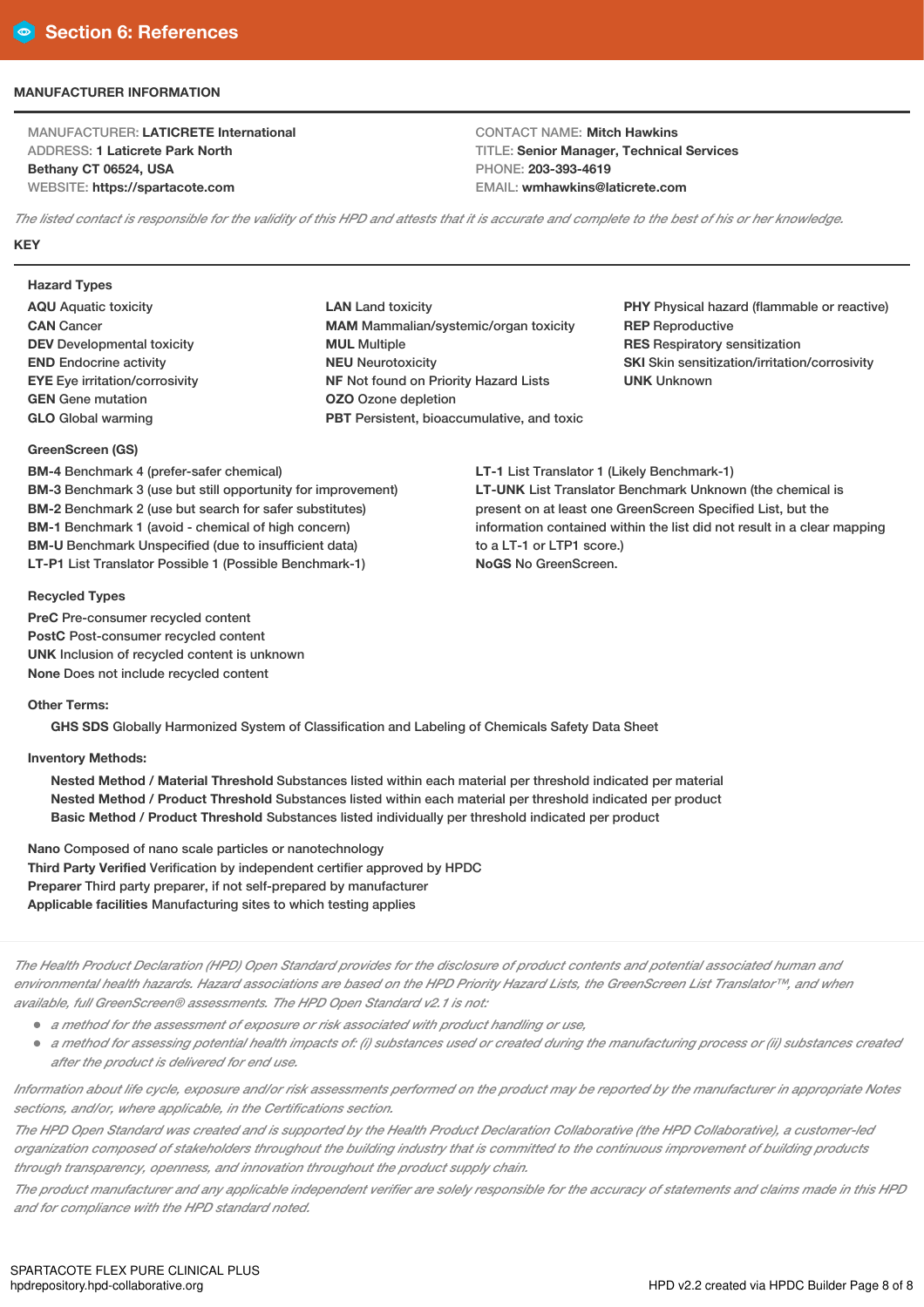# Section 6: References

## MANUFACTURER INFORMATION

MANUFACTURER: **LATICRETE International**
ADDRESS: **1 Laticrete Park North**
**Bethany CT 06524, USA**
WEBSITE: **https://spartacote.com**

CONTACT NAME: **Mitch Hawkins**
TITLE: **Senior Manager, Technical Services**
PHONE: **203-393-4619**
EMAIL: **wmhawkins@laticrete.com**

*The listed contact is responsible for the validity of this HPD and attests that it is accurate and complete to the best of his or her knowledge.*

## KEY

### Hazard Types

**AQU** Aquatic toxicity
**CAN** Cancer
**DEV** Developmental toxicity
**END** Endocrine activity
**EYE** Eye irritation/corrosivity
**GEN** Gene mutation
**GLO** Global warming
**LAN** Land toxicity
**MAM** Mammalian/systemic/organ toxicity
**MUL** Multiple
**NEU** Neurotoxicity
**NF** Not found on Priority Hazard Lists
**OZO** Ozone depletion
**PBT** Persistent, bioaccumulative, and toxic
**PHY** Physical hazard (flammable or reactive)
**REP** Reproductive
**RES** Respiratory sensitization
**SKI** Skin sensitization/irritation/corrosivity
**UNK** Unknown

### GreenScreen (GS)

**BM-4** Benchmark 4 (prefer-safer chemical)
**BM-3** Benchmark 3 (use but still opportunity for improvement)
**BM-2** Benchmark 2 (use but search for safer substitutes)
**BM-1** Benchmark 1 (avoid - chemical of high concern)
**BM-U** Benchmark Unspecified (due to insufficient data)
**LT-P1** List Translator Possible 1 (Possible Benchmark-1)
**LT-1** List Translator 1 (Likely Benchmark-1)
**LT-UNK** List Translator Benchmark Unknown (the chemical is present on at least one GreenScreen Specified List, but the information contained within the list did not result in a clear mapping to a LT-1 or LTP1 score.)
**NoGS** No GreenScreen.

### Recycled Types

**PreC** Pre-consumer recycled content
**PostC** Post-consumer recycled content
**UNK** Inclusion of recycled content is unknown
**None** Does not include recycled content

### Other Terms:

**GHS SDS** Globally Harmonized System of Classification and Labeling of Chemicals Safety Data Sheet

### Inventory Methods:

**Nested Method / Material Threshold** Substances listed within each material per threshold indicated per material
**Nested Method / Product Threshold** Substances listed within each material per threshold indicated per product
**Basic Method / Product Threshold** Substances listed individually per threshold indicated per product

**Nano** Composed of nano scale particles or nanotechnology
**Third Party Verified** Verification by independent certifier approved by HPDC
**Preparer** Third party preparer, if not self-prepared by manufacturer
**Applicable facilities** Manufacturing sites to which testing applies

*The Health Product Declaration (HPD) Open Standard provides for the disclosure of product contents and potential associated human and environmental health hazards. Hazard associations are based on the HPD Priority Hazard Lists, the GreenScreen List Translator™, and when available, full GreenScreen® assessments. The HPD Open Standard v2.1 is not:*

- *a method for the assessment of exposure or risk associated with product handling or use,*
- *a method for assessing potential health impacts of: (i) substances used or created during the manufacturing process or (ii) substances created after the product is delivered for end use.*

*Information about life cycle, exposure and/or risk assessments performed on the product may be reported by the manufacturer in appropriate Notes sections, and/or, where applicable, in the Certifications section.*

*The HPD Open Standard was created and is supported by the Health Product Declaration Collaborative (the HPD Collaborative), a customer-led organization composed of stakeholders throughout the building industry that is committed to the continuous improvement of building products through transparency, openness, and innovation throughout the product supply chain.*

*The product manufacturer and any applicable independent verifier are solely responsible for the accuracy of statements and claims made in this HPD and for compliance with the HPD standard noted.*